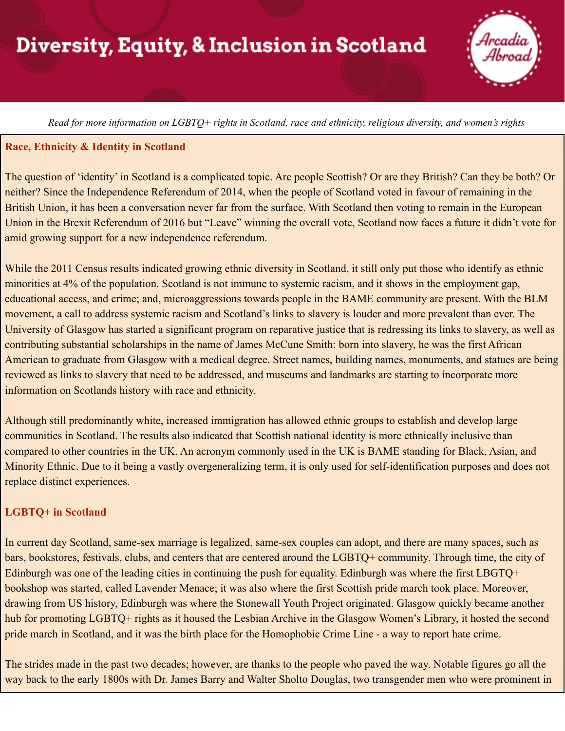# Diversity, Equity, & Inclusion in Scotland

*Read for more information on LGBTQ+ rights in Scotland, race and ethnicity, religious diversity, and women's rights*

## Race, Ethnicity & Identity in Scotland

The question of 'identity' in Scotland is a complicated topic. Are people Scottish? Or are they British? Can they be both? Or neither? Since the Independence Referendum of 2014, when the people of Scotland voted in favour of remaining in the British Union, it has been a conversation never far from the surface. With Scotland then voting to remain in the European Union in the Brexit Referendum of 2016 but "Leave" winning the overall vote, Scotland now faces a future it didn't vote for amid growing support for a new independence referendum.

While the 2011 Census results indicated growing ethnic diversity in Scotland, it still only put those who identify as ethnic minorities at 4% of the population. Scotland is not immune to systemic racism, and it shows in the employment gap, educational access, and crime; and, microaggressions towards people in the BAME community are present. With the BLM movement, a call to address systemic racism and Scotland's links to slavery is louder and more prevalent than ever. The University of Glasgow has started a significant program on reparative justice that is redressing its links to slavery, as well as contributing substantial scholarships in the name of James McCune Smith: born into slavery, he was the first African American to graduate from Glasgow with a medical degree. Street names, building names, monuments, and statues are being reviewed as links to slavery that need to be addressed, and museums and landmarks are starting to incorporate more information on Scotlands history with race and ethnicity.

Although still predominantly white, increased immigration has allowed ethnic groups to establish and develop large communities in Scotland. The results also indicated that Scottish national identity is more ethnically inclusive than compared to other countries in the UK. An acronym commonly used in the UK is BAME standing for Black, Asian, and Minority Ethnic. Due to it being a vastly overgeneralizing term, it is only used for self-identification purposes and does not replace distinct experiences.

## LGBTQ+ in Scotland

In current day Scotland, same-sex marriage is legalized, same-sex couples can adopt, and there are many spaces, such as bars, bookstores, festivals, clubs, and centers that are centered around the LGBTQ+ community. Through time, the city of Edinburgh was one of the leading cities in continuing the push for equality. Edinburgh was where the first LBGTQ+ bookshop was started, called Lavender Menace; it was also where the first Scottish pride march took place. Moreover, drawing from US history, Edinburgh was where the Stonewall Youth Project originated. Glasgow quickly became another hub for promoting LGBTQ+ rights as it housed the Lesbian Archive in the Glasgow Women's Library, it hosted the second pride march in Scotland, and it was the birth place for the Homophobic Crime Line - a way to report hate crime.

The strides made in the past two decades; however, are thanks to the people who paved the way. Notable figures go all the way back to the early 1800s with Dr. James Barry and Walter Sholto Douglas, two transgender men who were prominent in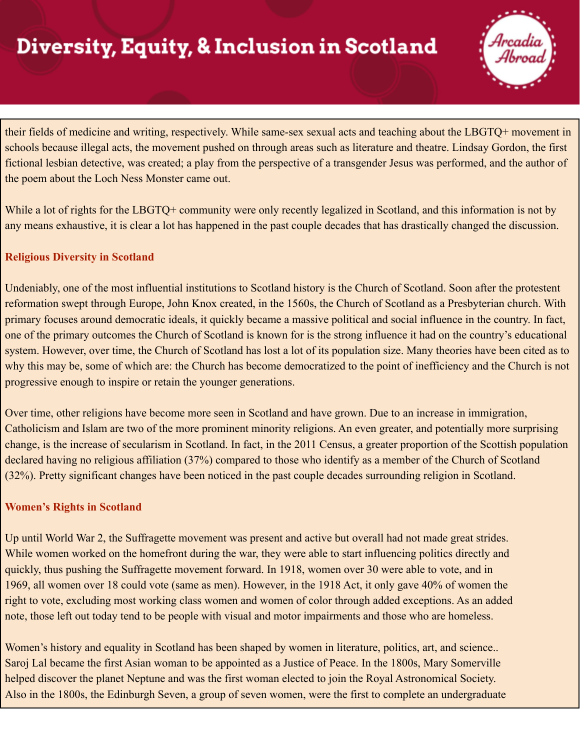their fields of medicine and writing, respectively. While same-sex sexual acts and teaching about the LBGTQ+ movement in schools because illegal acts, the movement pushed on through areas such as literature and theatre. Lindsay Gordon, the first fictional lesbian detective, was created; a play from the perspective of a transgender Jesus was performed, and the author of the poem about the Loch Ness Monster came out.

While a lot of rights for the LBGTQ+ community were only recently legalized in Scotland, and this information is not by any means exhaustive, it is clear a lot has happened in the past couple decades that has drastically changed the discussion.

**Religious Diversity in Scotland**

Undeniably, one of the most influential institutions to Scotland history is the Church of Scotland. Soon after the protestent reformation swept through Europe, John Knox created, in the 1560s, the Church of Scotland as a Presbyterian church. With primary focuses around democratic ideals, it quickly became a massive political and social influence in the country. In fact, one of the primary outcomes the Church of Scotland is known for is the strong influence it had on the country's educational system. However, over time, the Church of Scotland has lost a lot of its population size. Many theories have been cited as to why this may be, some of which are: the Church has become democratized to the point of inefficiency and the Church is not progressive enough to inspire or retain the younger generations.

Over time, other religions have become more seen in Scotland and have grown. Due to an increase in immigration, Catholicism and Islam are two of the more prominent minority religions. An even greater, and potentially more surprising change, is the increase of secularism in Scotland. In fact, in the 2011 Census, a greater proportion of the Scottish population declared having no religious affiliation (37%) compared to those who identify as a member of the Church of Scotland (32%). Pretty significant changes have been noticed in the past couple decades surrounding religion in Scotland.

**Women's Rights in Scotland**

Up until World War 2, the Suffragette movement was present and active but overall had not made great strides. While women worked on the homefront during the war, they were able to start influencing politics directly and quickly, thus pushing the Suffragette movement forward. In 1918, women over 30 were able to vote, and in 1969, all women over 18 could vote (same as men). However, in the 1918 Act, it only gave 40% of women the right to vote, excluding most working class women and women of color through added exceptions. As an added note, those left out today tend to be people with visual and motor impairments and those who are homeless.

Women's history and equality in Scotland has been shaped by women in literature, politics, art, and science.. Saroj Lal became the first Asian woman to be appointed as a Justice of Peace. In the 1800s, Mary Somerville helped discover the planet Neptune and was the first woman elected to join the Royal Astronomical Society. Also in the 1800s, the Edinburgh Seven, a group of seven women, were the first to complete an undergraduate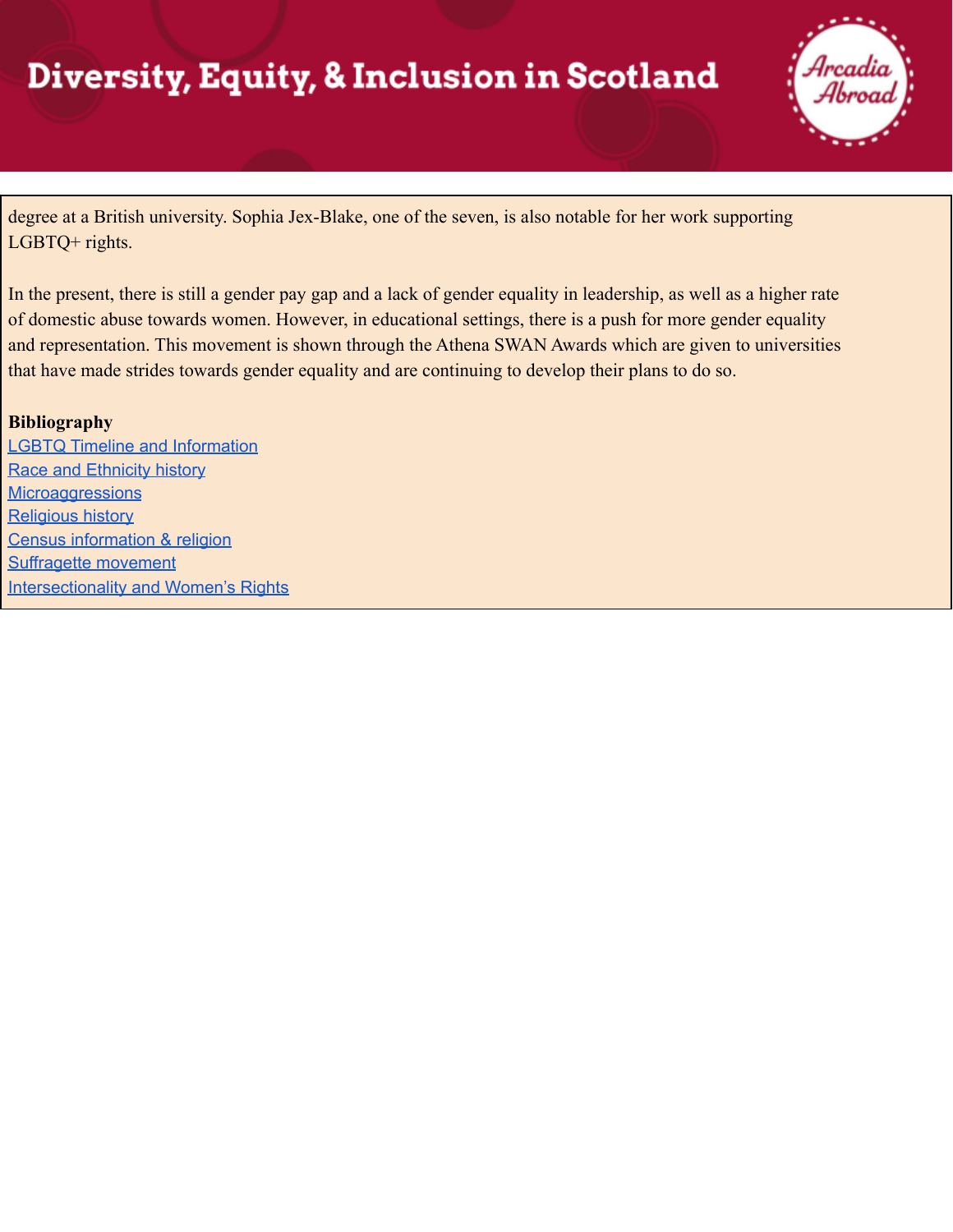degree at a British university. Sophia Jex-Blake, one of the seven, is also notable for her work supporting LGBTQ+ rights.

In the present, there is still a gender pay gap and a lack of gender equality in leadership, as well as a higher rate of domestic abuse towards women. However, in educational settings, there is a push for more gender equality and representation. This movement is shown through the Athena SWAN Awards which are given to universities that have made strides towards gender equality and are continuing to develop their plans to do so.

**Bibliography**

LGBTQ Timeline and Information
Race and Ethnicity history
Microaggressions
Religious history
Census information & religion
Suffragette movement
Intersectionality and Women's Rights